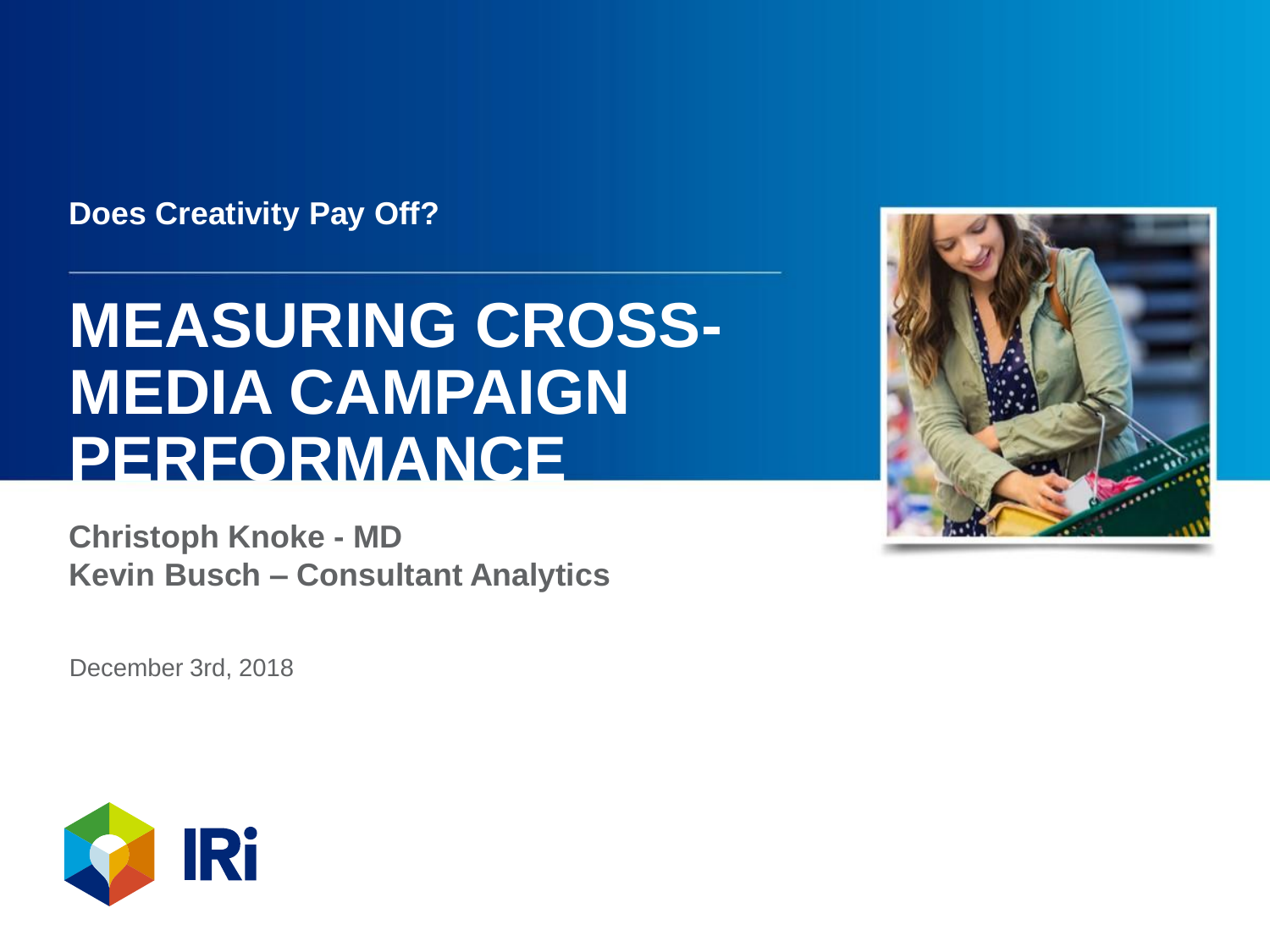**Does Creativity Pay Off?**

# MEASURING CROSS-MEDIA CAMPAIGN PERFORMANCE

**Christoph Knoke - MD**
**Kevin Busch – Consultant Analytics**

December 3rd, 2018

IRi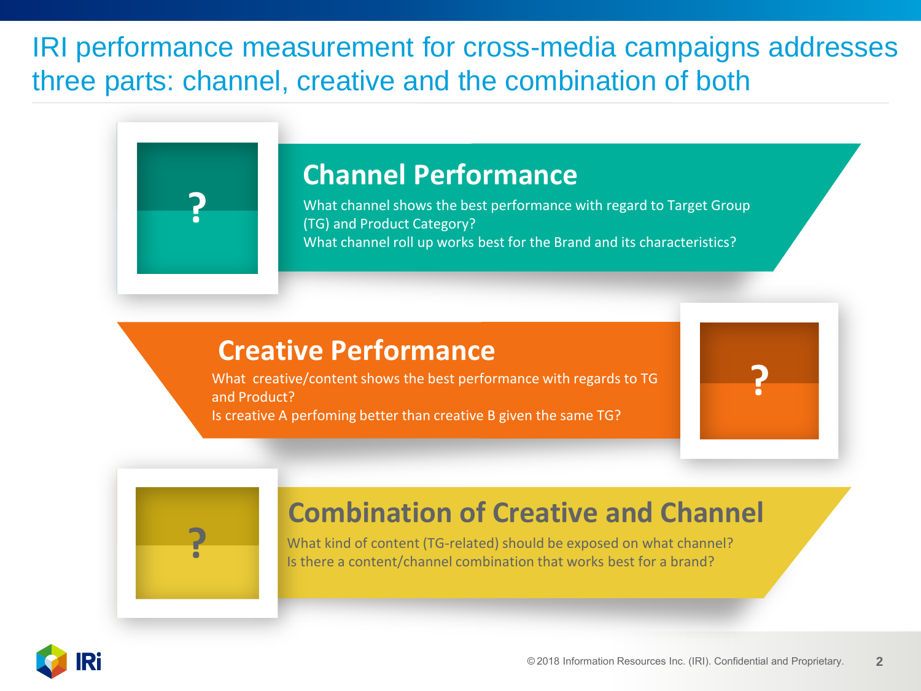# IRI performance measurement for cross-media campaigns addresses three parts: channel, creative and the combination of both

## Channel Performance

What channel shows the best performance with regard to Target Group (TG) and Product Category?
What channel roll up works best for the Brand and its characteristics?

## Creative Performance

What creative/content shows the best performance with regards to TG and Product?
Is creative A perfoming better than creative B given the same TG?

## Combination of Creative and Channel

What kind of content (TG-related) should be exposed on what channel?
Is there a content/channel combination that works best for a brand?

©2018 Information Resources Inc. (IRI). Confidential and Proprietary.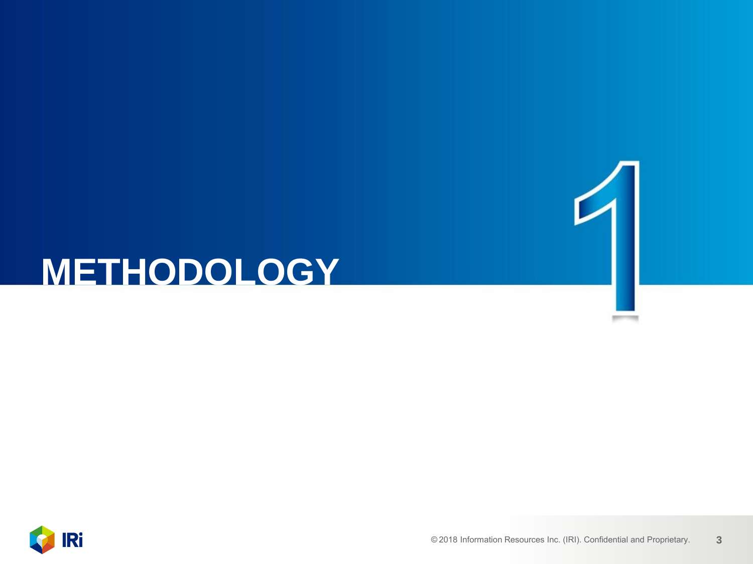# METHODOLOGY

1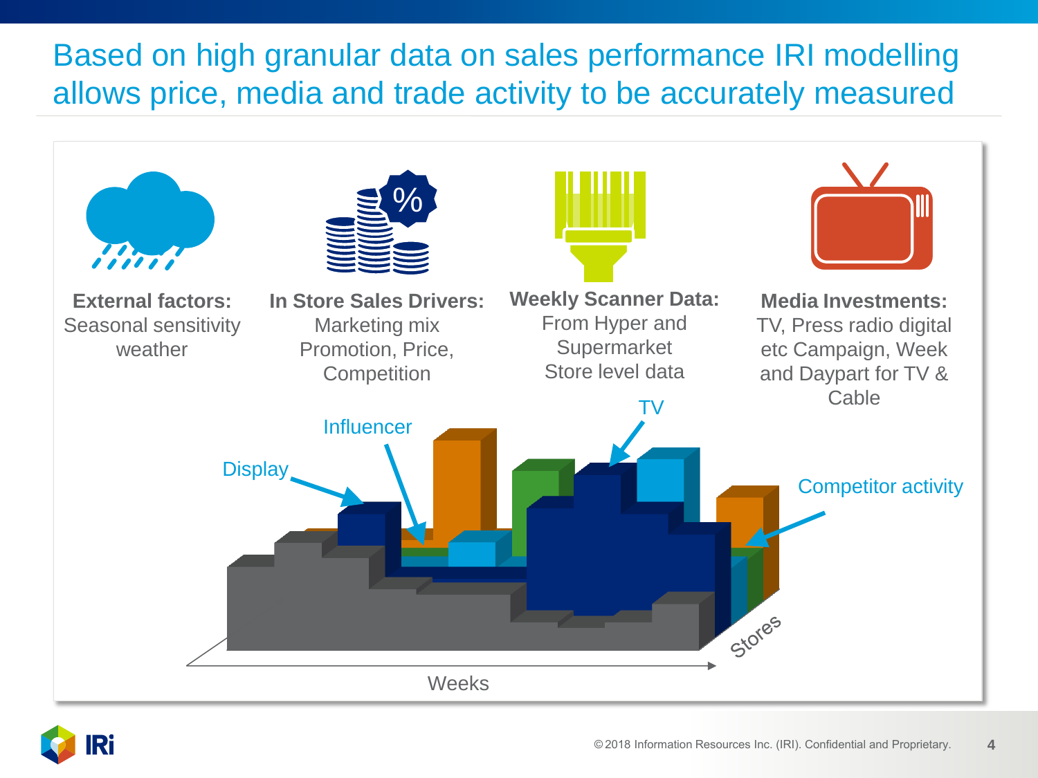# Based on high granular data on sales performance IRI modelling allows price, media and trade activity to be accurately measured

**External factors:** Seasonal sensitivity weather

**In Store Sales Drivers:** Marketing mix Promotion, Price, Competition

**Weekly Scanner Data:** From Hyper and Supermarket Store level data

**Media Investments:** TV, Press radio digital etc Campaign, Week and Daypart for TV & Cable

Influencer

TV

Display

Competitor activity

Stores

Weeks

© 2018 Information Resources Inc. (IRI). Confidential and Proprietary.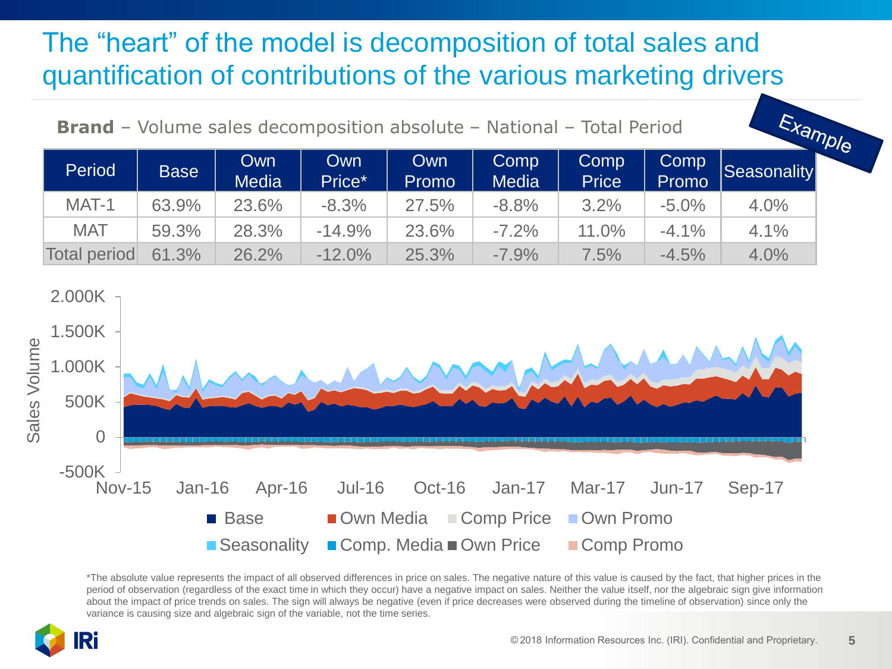# The “heart” of the model is decomposition of total sales and quantification of contributions of the various marketing drivers

Example

**Brand** – Volume sales decomposition absolute – National – Total Period

| Period | Base | Own Media | Own Price* | Own Promo | Comp Media | Comp Price | Comp Promo | Seasonality |
|---|---|---|---|---|---|---|---|---|
| MAT-1 | 63.9% | 23.6% | -8.3% | 27.5% | -8.8% | 3.2% | -5.0% | 4.0% |
| MAT | 59.3% | 28.3% | -14.9% | 23.6% | -7.2% | 11.0% | -4.1% | 4.1% |
| Total period | 61.3% | 26.2% | -12.0% | 25.3% | -7.9% | 7.5% | -4.5% | 4.0% |

*The absolute value represents the impact of all observed differences in price on sales. The negative nature of this value is caused by the fact, that higher prices in the period of observation (regardless of the exact time in which they occur) have a negative impact on sales. Neither the value itself, nor the algebraic sign give information about the impact of price trends on sales. The sign will always be negative (even if price decreases were observed during the timeline of observation) since only the variance is causing size and algebraic sign of the variable, not the time series.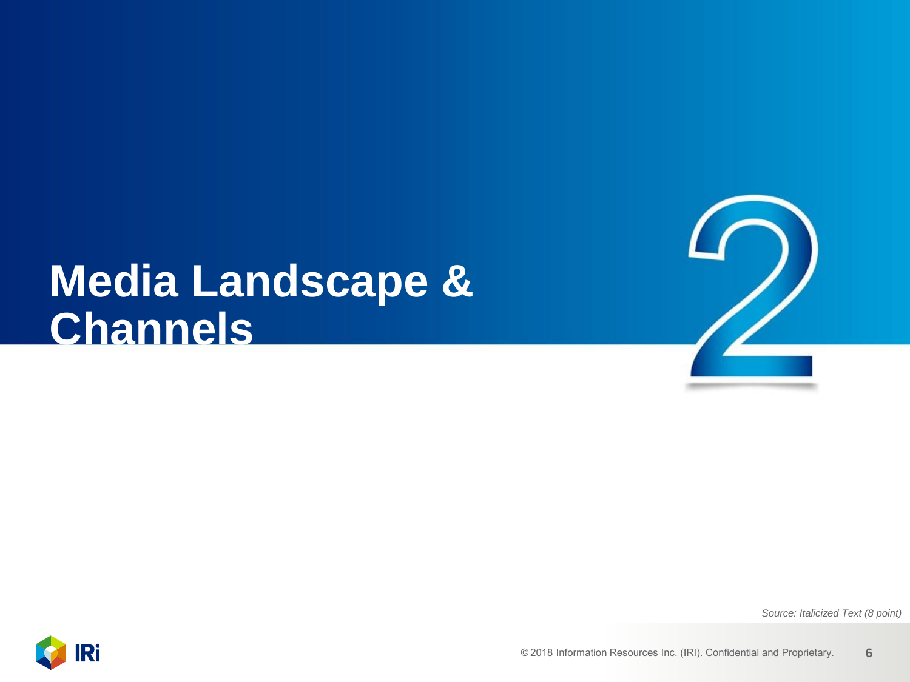# Media Landscape & Channels

*Source: Italicized Text (8 point)*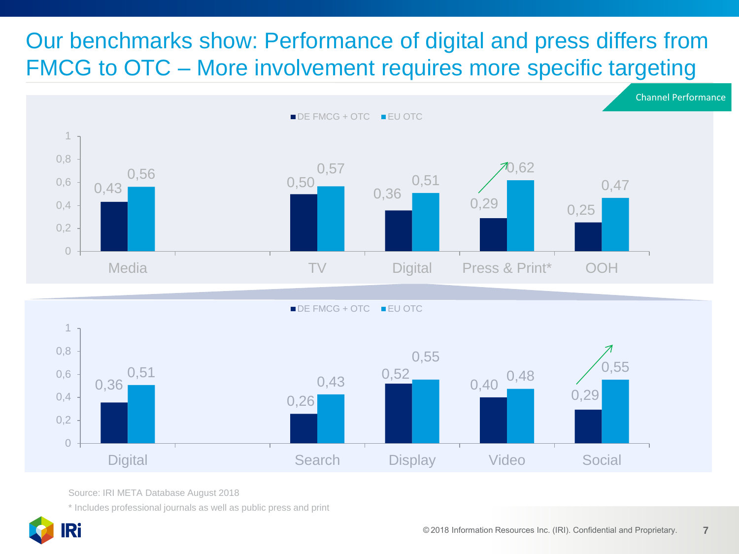# Our benchmarks show: Performance of digital and press differs from FMCG to OTC – More involvement requires more specific targeting

Channel Performance

| | DE FMCG + OTC | EU OTC |
|---|---|---|
| Media | 0,43 | 0,56 |
| TV | 0,50 | 0,57 |
| Digital | 0,36 | 0,51 |
| Press & Print* | 0,29 | 0,62 |
| OOH | 0,25 | 0,47 |

| | DE FMCG + OTC | EU OTC |
|---|---|---|
| Digital | 0,36 | 0,51 |
| Search | 0,26 | 0,43 |
| Display | 0,52 | 0,55 |
| Video | 0,40 | 0,48 |
| Social | 0,29 | 0,55 |

Source: IRI META Database August 2018

* Includes professional journals as well as public press and print

©2018 Information Resources Inc. (IRI). Confidential and Proprietary.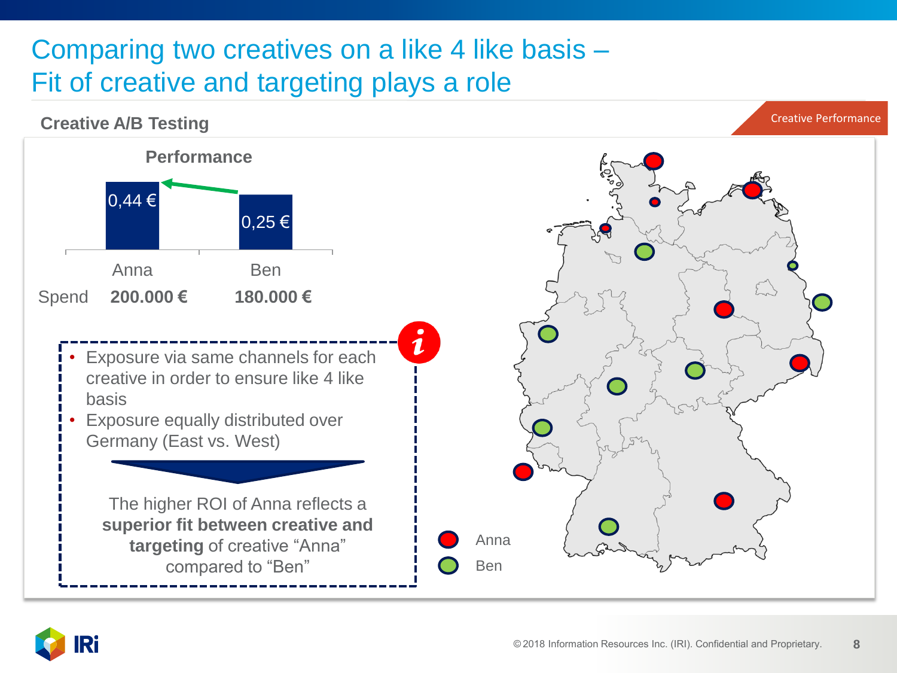# Comparing two creatives on a like 4 like basis – Fit of creative and targeting plays a role

**Creative A/B Testing**

Creative Performance

**Performance**

| | Anna | Ben |
|---|---|---|
| Performance | 0,44 € | 0,25 € |
| Spend | **200.000 €** | **180.000 €** |

- Exposure via same channels for each creative in order to ensure like 4 like basis
- Exposure equally distributed over Germany (East vs. West)

The higher ROI of Anna reflects a **superior fit between creative and targeting** of creative "Anna" compared to "Ben"

Anna

Ben

©2018 Information Resources Inc. (IRI). Confidential and Proprietary.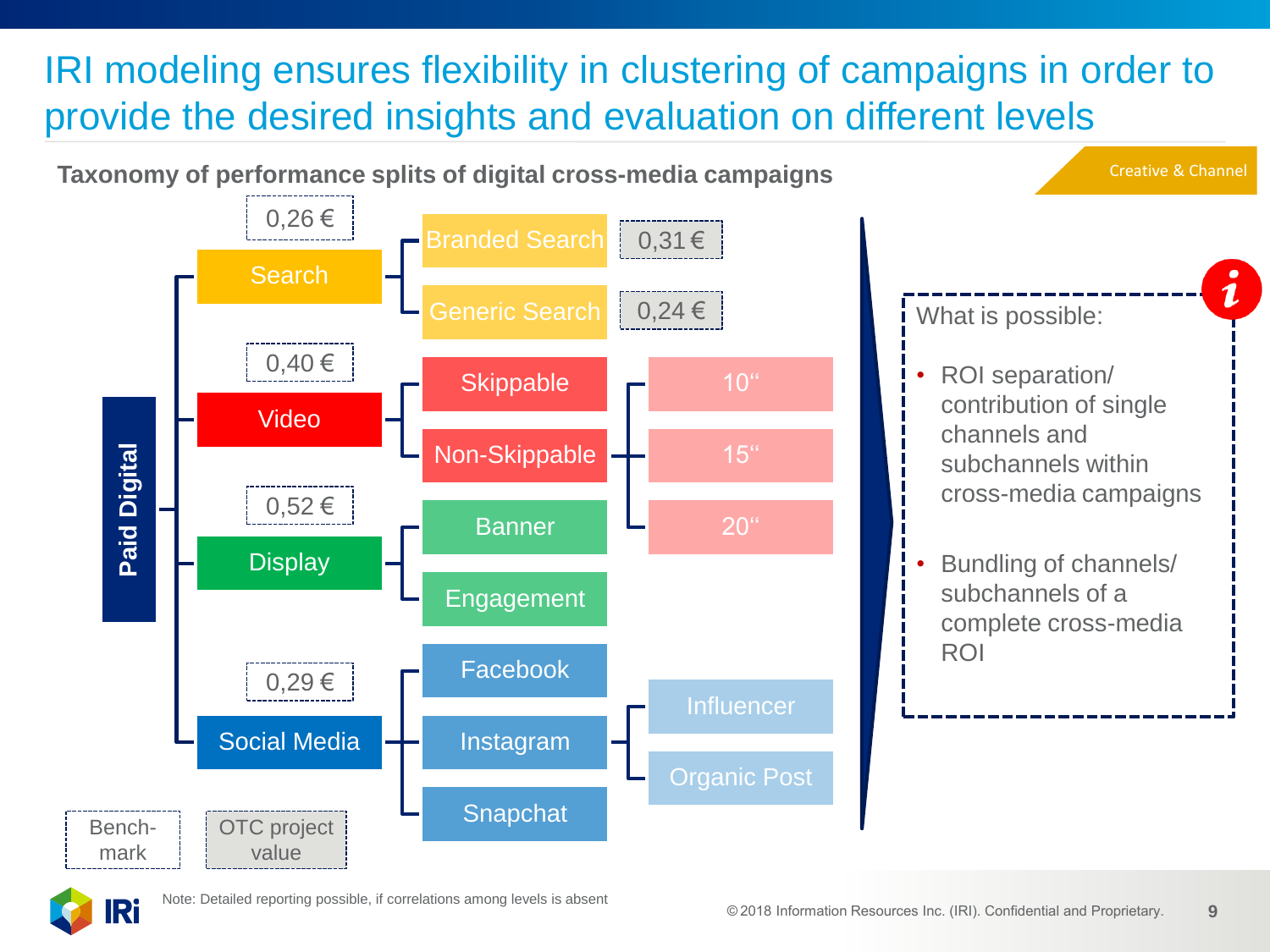# IRI modeling ensures flexibility in clustering of campaigns in order to provide the desired insights and evaluation on different levels

Creative & Channel

**Taxonomy of performance splits of digital cross-media campaigns**

- **Paid Digital**
  - Search (0,26 €)
    - Branded Search (0,31 €)
    - Generic Search (0,24 €)
  - Video (0,40 €)
    - Skippable
    - Non-Skippable
      - 10“
      - 15“
      - 20“
  - Display (0,52 €)
    - Banner
    - Engagement
  - Social Media (0,29 €)
    - Facebook
    - Instagram
      - Influencer
      - Organic Post
    - Snapchat

Legend: Bench-mark | OTC project value

What is possible:

- ROI separation/ contribution of single channels and subchannels within cross-media campaigns
- Bundling of channels/ subchannels of a complete cross-media ROI

Note: Detailed reporting possible, if correlations among levels is absent

© 2018 Information Resources Inc. (IRI). Confidential and Proprietary.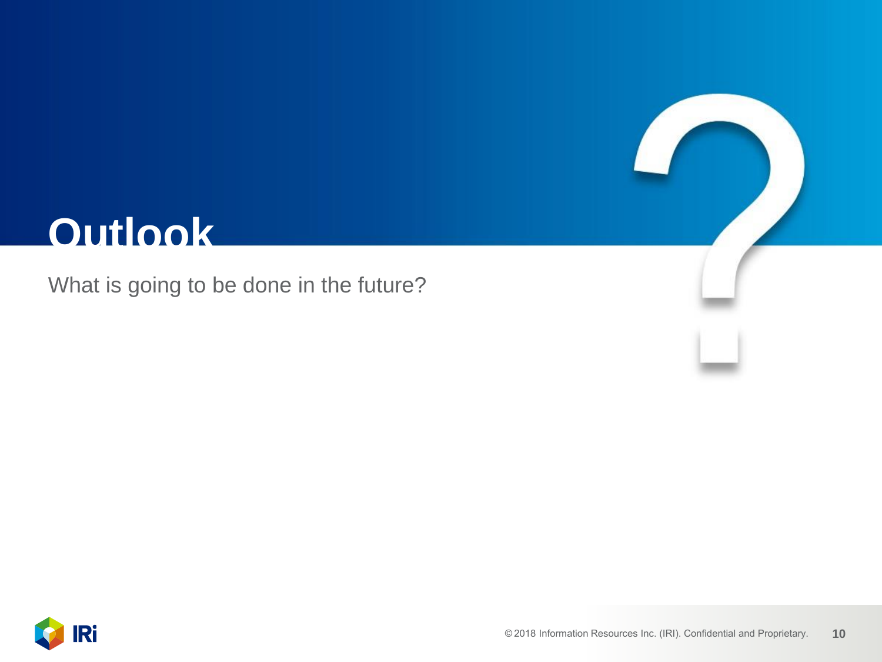# Outlook

What is going to be done in the future?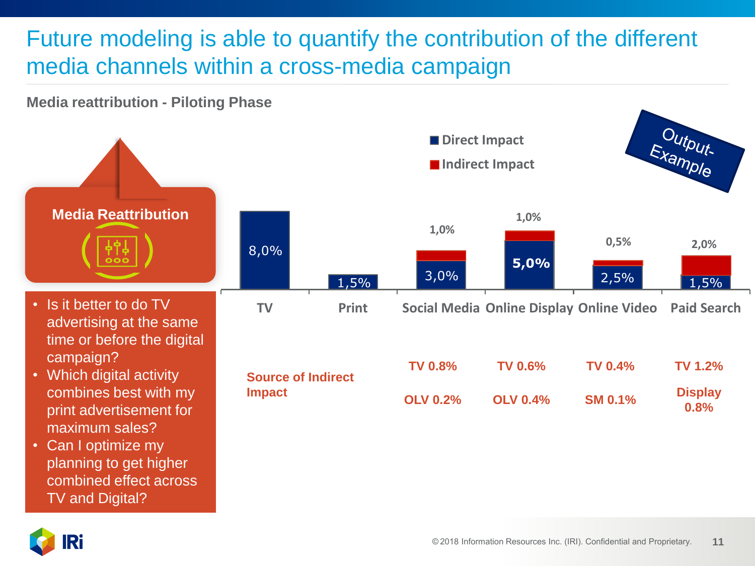# Future modeling is able to quantify the contribution of the different media channels within a cross-media campaign

**Media reattribution - Piloting Phase**

Output-Example

**Media Reattribution**

- Is it better to do TV advertising at the same time or before the digital campaign?
- Which digital activity combines best with my print advertisement for maximum sales?
- Can I optimize my planning to get higher combined effect across TV and Digital?

| | TV | Print | Social Media | Online Display | Online Video | Paid Search |
|---|---|---|---|---|---|---|
| Direct Impact | 8,0% | 1,5% | 3,0% | 5,0% | 2,5% | 1,5% |
| Indirect Impact | | | 1,0% | 1,0% | 0,5% | 2,0% |
| Source of Indirect Impact | | | TV 0.8%<br>OLV 0.2% | TV 0.6%<br>OLV 0.4% | TV 0.4%<br>SM 0.1% | TV 1.2%<br>Display 0.8% |

©2018 Information Resources Inc. (IRI). Confidential and Proprietary.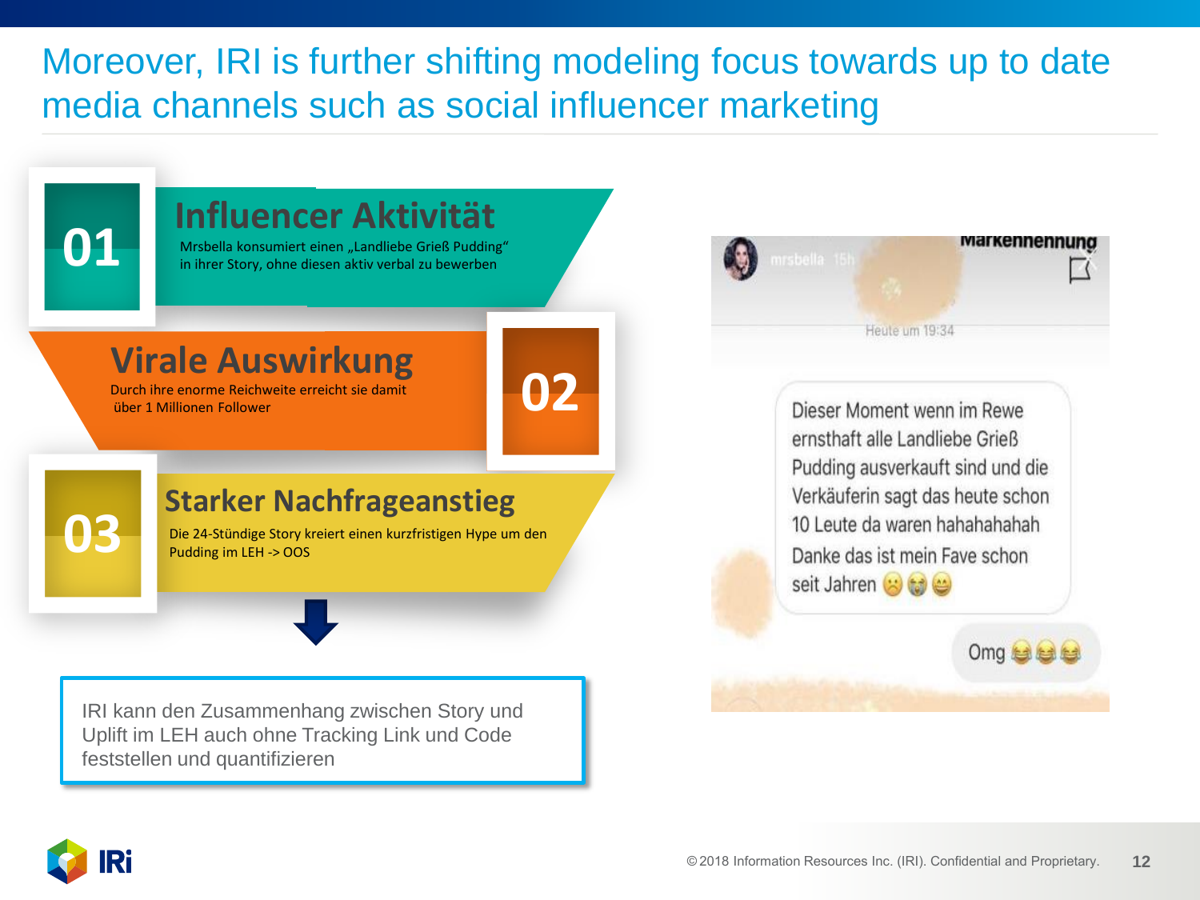# Moreover, IRI is further shifting modeling focus towards up to date media channels such as social influencer marketing

## 01 Influencer Aktivität

Mrsbella konsumiert einen „Landliebe Grieß Pudding" in ihrer Story, ohne diesen aktiv verbal zu bewerben

## 02 Virale Auswirkung

Durch ihre enorme Reichweite erreicht sie damit über 1 Millionen Follower

## 03 Starker Nachfrageanstieg

Die 24-Stündige Story kreiert einen kurzfristigen Hype um den Pudding im LEH -> OOS

IRI kann den Zusammenhang zwischen Story und Uplift im LEH auch ohne Tracking Link und Code feststellen und quantifizieren

Markennennung

mrsbella 15h

Heute um 19:34

Dieser Moment wenn im Rewe ernsthaft alle Landliebe Grieß Pudding ausverkauft sind und die Verkäuferin sagt das heute schon 10 Leute da waren hahahahahah Danke das ist mein Fave schon seit Jahren 😟😭😀

Omg 😂😂😂

©2018 Information Resources Inc. (IRI). Confidential and Proprietary.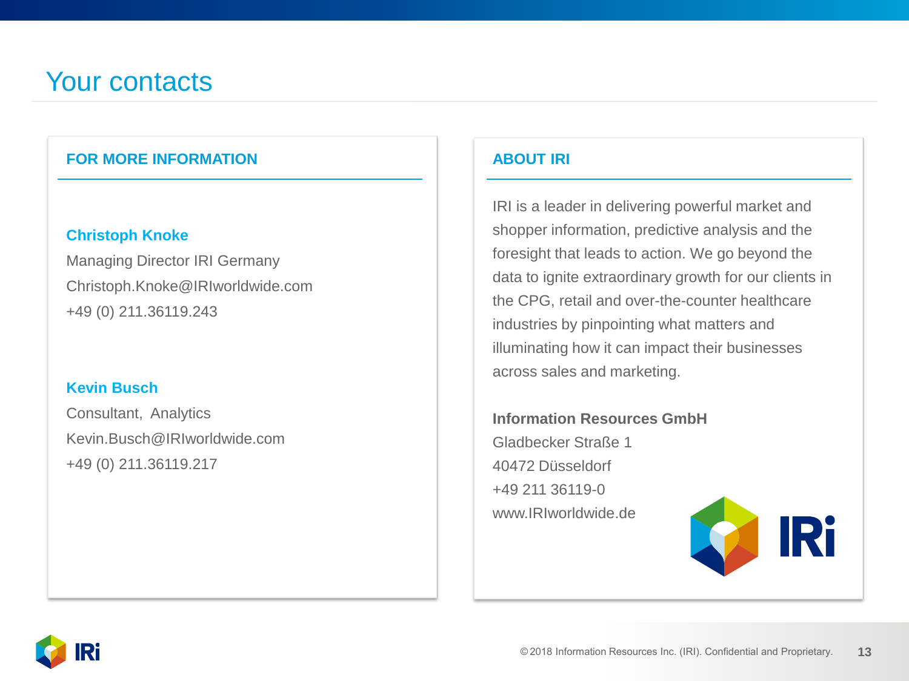# Your contacts

## FOR MORE INFORMATION

**Christoph Knoke**
Managing Director IRI Germany
Christoph.Knoke@IRIworldwide.com
+49 (0) 211.36119.243

**Kevin Busch**
Consultant, Analytics
Kevin.Busch@IRIworldwide.com
+49 (0) 211.36119.217

## ABOUT IRI

IRI is a leader in delivering powerful market and shopper information, predictive analysis and the foresight that leads to action. We go beyond the data to ignite extraordinary growth for our clients in the CPG, retail and over-the-counter healthcare industries by pinpointing what matters and illuminating how it can impact their businesses across sales and marketing.

**Information Resources GmbH**
Gladbecker Straße 1
40472 Düsseldorf
+49 211 36119-0
www.IRIworldwide.de

© 2018 Information Resources Inc. (IRI). Confidential and Proprietary.